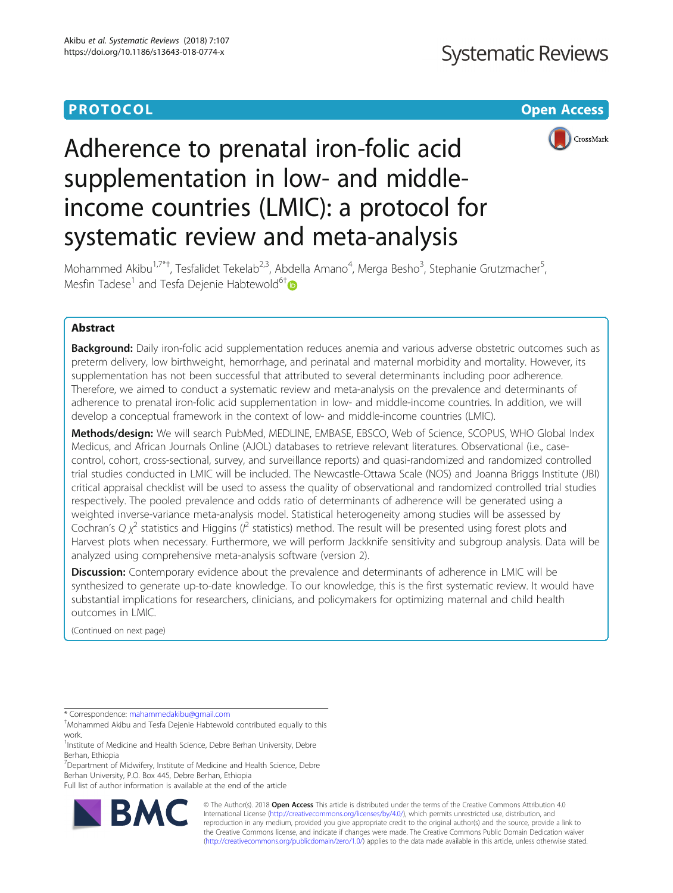PROTOCOL

Open Access

# Adherence to prenatal iron-folic acid supplementation in low- and middle-income countries (LMIC): a protocol for systematic review and meta-analysis

Mohammed Akibu[1,7*†], Tesfalidet Tekelab[2,3], Abdella Amano[4], Merga Besho[3], Stephanie Grutzmacher[5], Mesfin Tadese[1] and Tesfa Dejenie Habtewold[6†]

## Abstract

**Background:** Daily iron-folic acid supplementation reduces anemia and various adverse obstetric outcomes such as preterm delivery, low birthweight, hemorrhage, and perinatal and maternal morbidity and mortality. However, its supplementation has not been successful that attributed to several determinants including poor adherence. Therefore, we aimed to conduct a systematic review and meta-analysis on the prevalence and determinants of adherence to prenatal iron-folic acid supplementation in low- and middle-income countries. In addition, we will develop a conceptual framework in the context of low- and middle-income countries (LMIC).

**Methods/design:** We will search PubMed, MEDLINE, EMBASE, EBSCO, Web of Science, SCOPUS, WHO Global Index Medicus, and African Journals Online (AJOL) databases to retrieve relevant literatures. Observational (i.e., case-control, cohort, cross-sectional, survey, and surveillance reports) and quasi-randomized and randomized controlled trial studies conducted in LMIC will be included. The Newcastle-Ottawa Scale (NOS) and Joanna Briggs Institute (JBI) critical appraisal checklist will be used to assess the quality of observational and randomized controlled trial studies respectively. The pooled prevalence and odds ratio of determinants of adherence will be generated using a weighted inverse-variance meta-analysis model. Statistical heterogeneity among studies will be assessed by Cochran's $Q$ $\chi^2$ statistics and Higgins ($I^2$ statistics) method. The result will be presented using forest plots and Harvest plots when necessary. Furthermore, we will perform Jackknife sensitivity and subgroup analysis. Data will be analyzed using comprehensive meta-analysis software (version 2).

**Discussion:** Contemporary evidence about the prevalence and determinants of adherence in LMIC will be synthesized to generate up-to-date knowledge. To our knowledge, this is the first systematic review. It would have substantial implications for researchers, clinicians, and policymakers for optimizing maternal and child health outcomes in LMIC.

(Continued on next page)

\* Correspondence: mahammedakibu@gmail.com

†Mohammed Akibu and Tesfa Dejenie Habtewold contributed equally to this work.

[1]Institute of Medicine and Health Science, Debre Berhan University, Debre Berhan, Ethiopia

[7]Department of Midwifery, Institute of Medicine and Health Science, Debre Berhan University, P.O. Box 445, Debre Berhan, Ethiopia

Full list of author information is available at the end of the article

© The Author(s). 2018 **Open Access** This article is distributed under the terms of the Creative Commons Attribution 4.0 International License (http://creativecommons.org/licenses/by/4.0/), which permits unrestricted use, distribution, and reproduction in any medium, provided you give appropriate credit to the original author(s) and the source, provide a link to the Creative Commons license, and indicate if changes were made. The Creative Commons Public Domain Dedication waiver (http://creativecommons.org/publicdomain/zero/1.0/) applies to the data made available in this article, unless otherwise stated.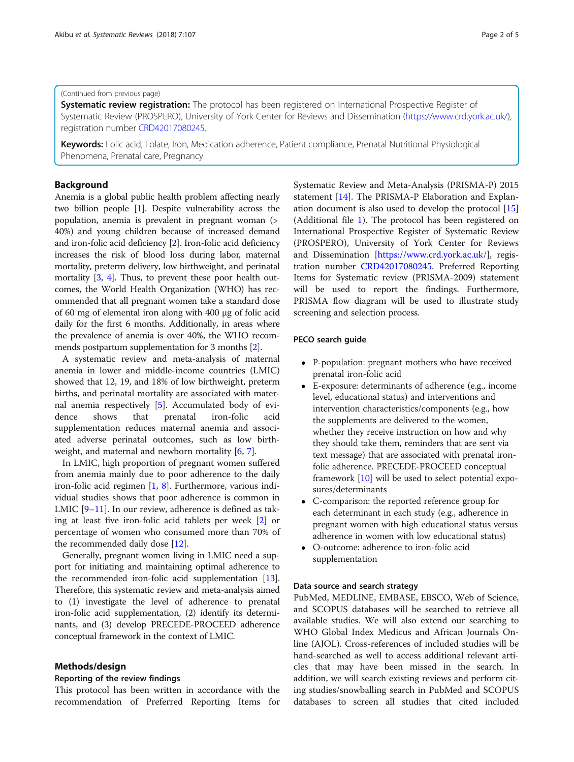(Continued from previous page)

**Systematic review registration:** The protocol has been registered on International Prospective Register of Systematic Review (PROSPERO), University of York Center for Reviews and Dissemination (https://www.crd.york.ac.uk/), registration number CRD42017080245.

**Keywords:** Folic acid, Folate, Iron, Medication adherence, Patient compliance, Prenatal Nutritional Physiological Phenomena, Prenatal care, Pregnancy

## Background

Anemia is a global public health problem affecting nearly two billion people [1]. Despite vulnerability across the population, anemia is prevalent in pregnant woman (> 40%) and young children because of increased demand and iron-folic acid deficiency [2]. Iron-folic acid deficiency increases the risk of blood loss during labor, maternal mortality, preterm delivery, low birthweight, and perinatal mortality [3, 4]. Thus, to prevent these poor health outcomes, the World Health Organization (WHO) has recommended that all pregnant women take a standard dose of 60 mg of elemental iron along with 400 μg of folic acid daily for the first 6 months. Additionally, in areas where the prevalence of anemia is over 40%, the WHO recommends postpartum supplementation for 3 months [2].

A systematic review and meta-analysis of maternal anemia in lower and middle-income countries (LMIC) showed that 12, 19, and 18% of low birthweight, preterm births, and perinatal mortality are associated with maternal anemia respectively [5]. Accumulated body of evidence shows that prenatal iron-folic acid supplementation reduces maternal anemia and associated adverse perinatal outcomes, such as low birthweight, and maternal and newborn mortality [6, 7].

In LMIC, high proportion of pregnant women suffered from anemia mainly due to poor adherence to the daily iron-folic acid regimen [1, 8]. Furthermore, various individual studies shows that poor adherence is common in LMIC [9–11]. In our review, adherence is defined as taking at least five iron-folic acid tablets per week [2] or percentage of women who consumed more than 70% of the recommended daily dose [12].

Generally, pregnant women living in LMIC need a support for initiating and maintaining optimal adherence to the recommended iron-folic acid supplementation [13]. Therefore, this systematic review and meta-analysis aimed to (1) investigate the level of adherence to prenatal iron-folic acid supplementation, (2) identify its determinants, and (3) develop PRECEDE-PROCEED adherence conceptual framework in the context of LMIC.

## Methods/design

### Reporting of the review findings

This protocol has been written in accordance with the recommendation of Preferred Reporting Items for Systematic Review and Meta-Analysis (PRISMA-P) 2015 statement [14]. The PRISMA-P Elaboration and Explanation document is also used to develop the protocol [15] (Additional file 1). The protocol has been registered on International Prospective Register of Systematic Review (PROSPERO), University of York Center for Reviews and Dissemination [https://www.crd.york.ac.uk/], registration number CRD42017080245. Preferred Reporting Items for Systematic review (PRISMA-2009) statement will be used to report the findings. Furthermore, PRISMA flow diagram will be used to illustrate study screening and selection process.

### PECO search guide

- P-population: pregnant mothers who have received prenatal iron-folic acid
- E-exposure: determinants of adherence (e.g., income level, educational status) and interventions and intervention characteristics/components (e.g., how the supplements are delivered to the women, whether they receive instruction on how and why they should take them, reminders that are sent via text message) that are associated with prenatal iron-folic adherence. PRECEDE-PROCEED conceptual framework [10] will be used to select potential exposures/determinants
- C-comparison: the reported reference group for each determinant in each study (e.g., adherence in pregnant women with high educational status versus adherence in women with low educational status)
- O-outcome: adherence to iron-folic acid supplementation

### Data source and search strategy

PubMed, MEDLINE, EMBASE, EBSCO, Web of Science, and SCOPUS databases will be searched to retrieve all available studies. We will also extend our searching to WHO Global Index Medicus and African Journals Online (AJOL). Cross-references of included studies will be hand-searched as well to access additional relevant articles that may have been missed in the search. In addition, we will search existing reviews and perform citing studies/snowballing search in PubMed and SCOPUS databases to screen all studies that cited included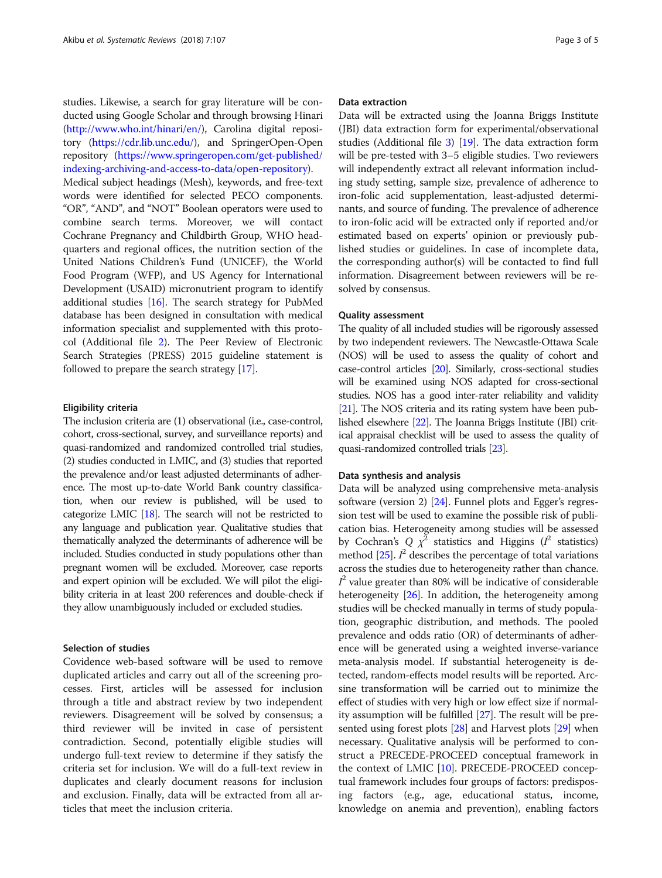studies. Likewise, a search for gray literature will be conducted using Google Scholar and through browsing Hinari (http://www.who.int/hinari/en/), Carolina digital repository (https://cdr.lib.unc.edu/), and SpringerOpen-Open repository (https://www.springeropen.com/get-published/indexing-archiving-and-access-to-data/open-repository). Medical subject headings (Mesh), keywords, and free-text words were identified for selected PECO components. "OR", "AND", and "NOT" Boolean operators were used to combine search terms. Moreover, we will contact Cochrane Pregnancy and Childbirth Group, WHO headquarters and regional offices, the nutrition section of the United Nations Children's Fund (UNICEF), the World Food Program (WFP), and US Agency for International Development (USAID) micronutrient program to identify additional studies [16]. The search strategy for PubMed database has been designed in consultation with medical information specialist and supplemented with this protocol (Additional file 2). The Peer Review of Electronic Search Strategies (PRESS) 2015 guideline statement is followed to prepare the search strategy [17].

### Eligibility criteria

The inclusion criteria are (1) observational (i.e., case-control, cohort, cross-sectional, survey, and surveillance reports) and quasi-randomized and randomized controlled trial studies, (2) studies conducted in LMIC, and (3) studies that reported the prevalence and/or least adjusted determinants of adherence. The most up-to-date World Bank country classification, when our review is published, will be used to categorize LMIC [18]. The search will not be restricted to any language and publication year. Qualitative studies that thematically analyzed the determinants of adherence will be included. Studies conducted in study populations other than pregnant women will be excluded. Moreover, case reports and expert opinion will be excluded. We will pilot the eligibility criteria in at least 200 references and double-check if they allow unambiguously included or excluded studies.

### Selection of studies

Covidence web-based software will be used to remove duplicated articles and carry out all of the screening processes. First, articles will be assessed for inclusion through a title and abstract review by two independent reviewers. Disagreement will be solved by consensus; a third reviewer will be invited in case of persistent contradiction. Second, potentially eligible studies will undergo full-text review to determine if they satisfy the criteria set for inclusion. We will do a full-text review in duplicates and clearly document reasons for inclusion and exclusion. Finally, data will be extracted from all articles that meet the inclusion criteria.

### Data extraction

Data will be extracted using the Joanna Briggs Institute (JBI) data extraction form for experimental/observational studies (Additional file 3) [19]. The data extraction form will be pre-tested with 3–5 eligible studies. Two reviewers will independently extract all relevant information including study setting, sample size, prevalence of adherence to iron-folic acid supplementation, least-adjusted determinants, and source of funding. The prevalence of adherence to iron-folic acid will be extracted only if reported and/or estimated based on experts' opinion or previously published studies or guidelines. In case of incomplete data, the corresponding author(s) will be contacted to find full information. Disagreement between reviewers will be resolved by consensus.

### Quality assessment

The quality of all included studies will be rigorously assessed by two independent reviewers. The Newcastle-Ottawa Scale (NOS) will be used to assess the quality of cohort and case-control articles [20]. Similarly, cross-sectional studies will be examined using NOS adapted for cross-sectional studies. NOS has a good inter-rater reliability and validity [21]. The NOS criteria and its rating system have been published elsewhere [22]. The Joanna Briggs Institute (JBI) critical appraisal checklist will be used to assess the quality of quasi-randomized controlled trials [23].

### Data synthesis and analysis

Data will be analyzed using comprehensive meta-analysis software (version 2) [24]. Funnel plots and Egger's regression test will be used to examine the possible risk of publication bias. Heterogeneity among studies will be assessed by Cochran's $Q$ $\chi^2$ statistics and Higgins ($I^2$ statistics) method [25]. $I^2$ describes the percentage of total variations across the studies due to heterogeneity rather than chance. $I^2$ value greater than 80% will be indicative of considerable heterogeneity [26]. In addition, the heterogeneity among studies will be checked manually in terms of study population, geographic distribution, and methods. The pooled prevalence and odds ratio (OR) of determinants of adherence will be generated using a weighted inverse-variance meta-analysis model. If substantial heterogeneity is detected, random-effects model results will be reported. Arcsine transformation will be carried out to minimize the effect of studies with very high or low effect size if normality assumption will be fulfilled [27]. The result will be presented using forest plots [28] and Harvest plots [29] when necessary. Qualitative analysis will be performed to construct a PRECEDE-PROCEED conceptual framework in the context of LMIC [10]. PRECEDE-PROCEED conceptual framework includes four groups of factors: predisposing factors (e.g., age, educational status, income, knowledge on anemia and prevention), enabling factors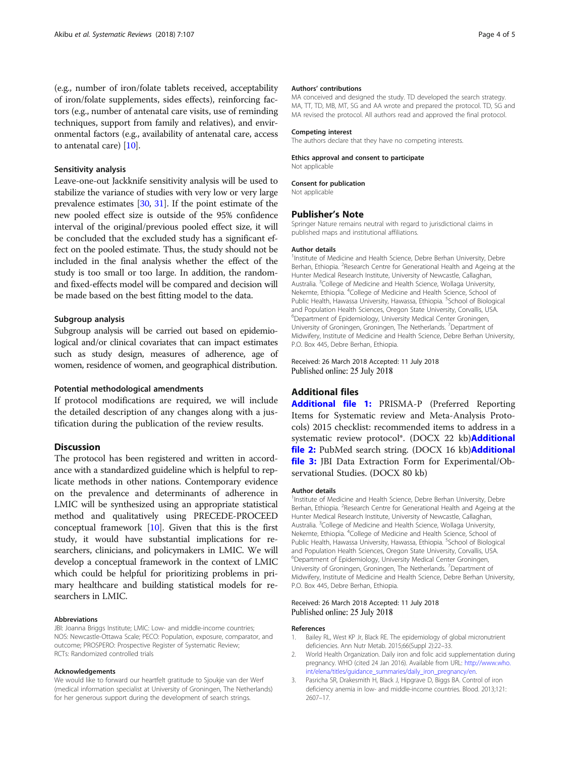(e.g., number of iron/folate tablets received, acceptability of iron/folate supplements, sides effects), reinforcing factors (e.g., number of antenatal care visits, use of reminding techniques, support from family and relatives), and environmental factors (e.g., availability of antenatal care, access to antenatal care) [10].

### Sensitivity analysis

Leave-one-out Jackknife sensitivity analysis will be used to stabilize the variance of studies with very low or very large prevalence estimates [30, 31]. If the point estimate of the new pooled effect size is outside of the 95% confidence interval of the original/previous pooled effect size, it will be concluded that the excluded study has a significant effect on the pooled estimate. Thus, the study should not be included in the final analysis whether the effect of the study is too small or too large. In addition, the random- and fixed-effects model will be compared and decision will be made based on the best fitting model to the data.

### Subgroup analysis

Subgroup analysis will be carried out based on epidemiological and/or clinical covariates that can impact estimates such as study design, measures of adherence, age of women, residence of women, and geographical distribution.

### Potential methodological amendments

If protocol modifications are required, we will include the detailed description of any changes along with a justification during the publication of the review results.

## Discussion

The protocol has been registered and written in accordance with a standardized guideline which is helpful to replicate methods in other nations. Contemporary evidence on the prevalence and determinants of adherence in LMIC will be synthesized using an appropriate statistical method and qualitatively using PRECEDE-PROCEED conceptual framework [10]. Given that this is the first study, it would have substantial implications for researchers, clinicians, and policymakers in LMIC. We will develop a conceptual framework in the context of LMIC which could be helpful for prioritizing problems in primary healthcare and building statistical models for researchers in LMIC.

#### Abbreviations

JBI: Joanna Briggs Institute; LMIC: Low- and middle-income countries; NOS: Newcastle-Ottawa Scale; PECO: Population, exposure, comparator, and outcome; PROSPERO: Prospective Register of Systematic Review; RCTs: Randomized controlled trials

#### Acknowledgements

We would like to forward our heartfelt gratitude to Sjoukje van der Werf (medical information specialist at University of Groningen, The Netherlands) for her generous support during the development of search strings.

#### Authors' contributions

MA conceived and designed the study. TD developed the search strategy. MA, TT, TD, MB, MT, SG and AA wrote and prepared the protocol. TD, SG and MA revised the protocol. All authors read and approved the final protocol.

#### Competing interest

The authors declare that they have no competing interests.

#### Ethics approval and consent to participate

Not applicable

#### Consent for publication

Not applicable

## Publisher's Note

Springer Nature remains neutral with regard to jurisdictional claims in published maps and institutional affiliations.

#### Author details

[1]Institute of Medicine and Health Science, Debre Berhan University, Debre Berhan, Ethiopia. [2]Research Centre for Generational Health and Ageing at the Hunter Medical Research Institute, University of Newcastle, Callaghan, Australia. [3]College of Medicine and Health Science, Wollaga University, Nekemte, Ethiopia. [4]College of Medicine and Health Science, School of Public Health, Hawassa University, Hawassa, Ethiopia. [5]School of Biological and Population Health Sciences, Oregon State University, Corvallis, USA. [6]Department of Epidemiology, University Medical Center Groningen, University of Groningen, Groningen, The Netherlands. [7]Department of Midwifery, Institute of Medicine and Health Science, Debre Berhan University, P.O. Box 445, Debre Berhan, Ethiopia.

Received: 26 March 2018 Accepted: 11 July 2018
Published online: 25 July 2018

## Additional files

**Additional file 1:** PRISMA-P (Preferred Reporting Items for Systematic review and Meta-Analysis Protocols) 2015 checklist: recommended items to address in a systematic review protocol*. (DOCX 22 kb)**Additional file 2:** PubMed search string. (DOCX 16 kb)**Additional file 3:** JBI Data Extraction Form for Experimental/Observational Studies. (DOCX 80 kb)

#### Author details

[1]Institute of Medicine and Health Science, Debre Berhan University, Debre Berhan, Ethiopia. [2]Research Centre for Generational Health and Ageing at the Hunter Medical Research Institute, University of Newcastle, Callaghan, Australia. [3]College of Medicine and Health Science, Wollaga University, Nekemte, Ethiopia. [4]College of Medicine and Health Science, School of Public Health, Hawassa University, Hawassa, Ethiopia. [5]School of Biological and Population Health Sciences, Oregon State University, Corvallis, USA. [6]Department of Epidemiology, University Medical Center Groningen, University of Groningen, Groningen, The Netherlands. [7]Department of Midwifery, Institute of Medicine and Health Science, Debre Berhan University, P.O. Box 445, Debre Berhan, Ethiopia.

Received: 26 March 2018 Accepted: 11 July 2018
Published online: 25 July 2018

#### References

1. Bailey RL, West KP Jr, Black RE. The epidemiology of global micronutrient deficiencies. Ann Nutr Metab. 2015;66(Suppl 2):22–33.
2. World Health Organization. Daily iron and folic acid supplementation during pregnancy. WHO (cited 24 Jan 2016). Available from URL: http://www.who.int/elena/titles/guidance_summaries/daily_iron_pregnancy/en.
3. Pasricha SR, Drakesmith H, Black J, Hipgrave D, Biggs BA. Control of iron deficiency anemia in low- and middle-income countries. Blood. 2013;121:2607–17.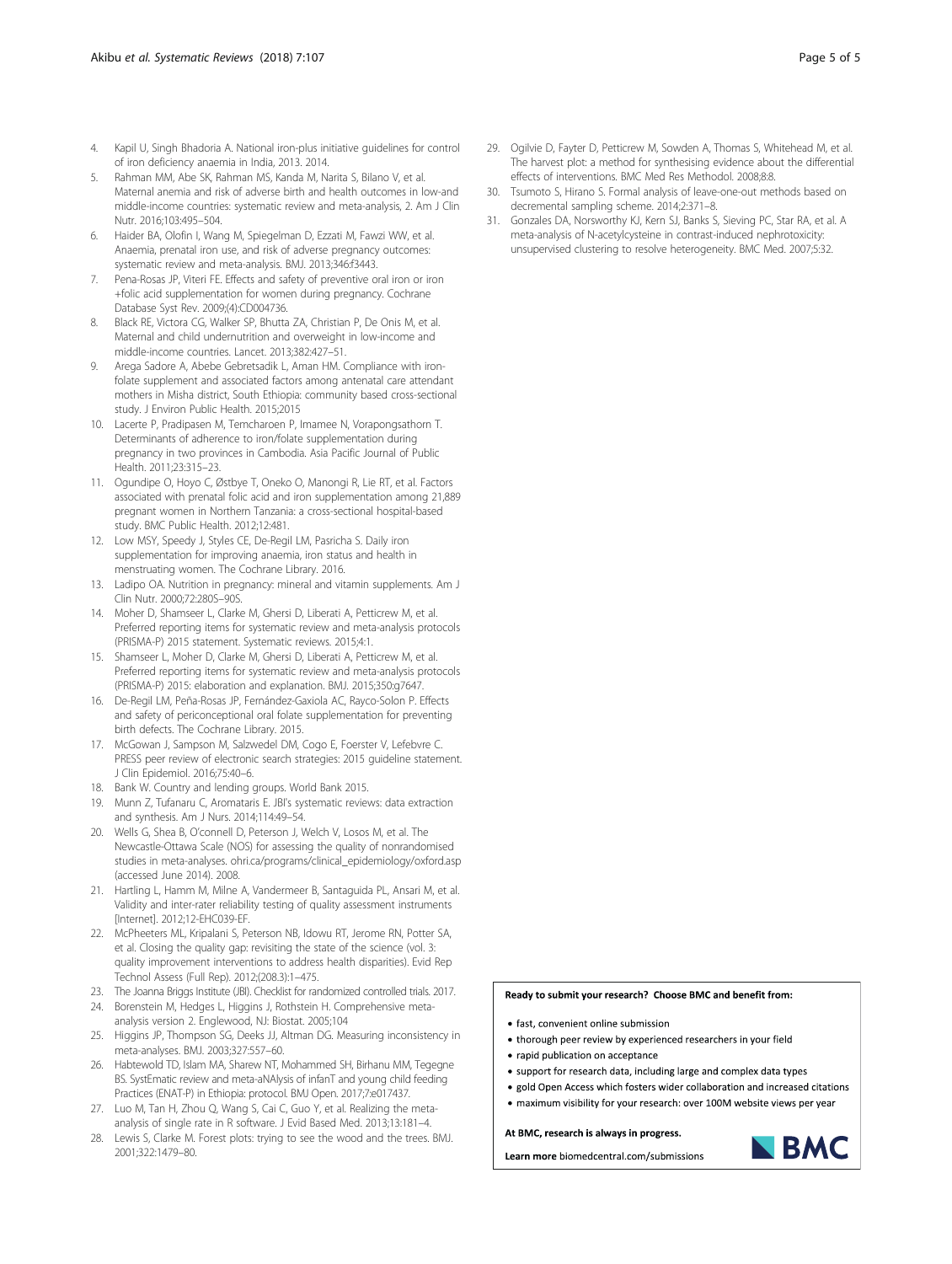4. Kapil U, Singh Bhadoria A. National iron-plus initiative guidelines for control of iron deficiency anaemia in India, 2013. 2014.
5. Rahman MM, Abe SK, Rahman MS, Kanda M, Narita S, Bilano V, et al. Maternal anemia and risk of adverse birth and health outcomes in low-and middle-income countries: systematic review and meta-analysis, 2. Am J Clin Nutr. 2016;103:495–504.
6. Haider BA, Olofin I, Wang M, Spiegelman D, Ezzati M, Fawzi WW, et al. Anaemia, prenatal iron use, and risk of adverse pregnancy outcomes: systematic review and meta-analysis. BMJ. 2013;346:f3443.
7. Pena-Rosas JP, Viteri FE. Effects and safety of preventive oral iron or iron +folic acid supplementation for women during pregnancy. Cochrane Database Syst Rev. 2009;(4):CD004736.
8. Black RE, Victora CG, Walker SP, Bhutta ZA, Christian P, De Onis M, et al. Maternal and child undernutrition and overweight in low-income and middle-income countries. Lancet. 2013;382:427–51.
9. Arega Sadore A, Abebe Gebretsadik L, Aman HM. Compliance with iron-folate supplement and associated factors among antenatal care attendant mothers in Misha district, South Ethiopia: community based cross-sectional study. J Environ Public Health. 2015;2015
10. Lacerte P, Pradipasen M, Temcharoen P, Imamee N, Vorapongsathorn T. Determinants of adherence to iron/folate supplementation during pregnancy in two provinces in Cambodia. Asia Pacific Journal of Public Health. 2011;23:315–23.
11. Ogundipe O, Hoyo C, Østbye T, Oneko O, Manongi R, Lie RT, et al. Factors associated with prenatal folic acid and iron supplementation among 21,889 pregnant women in Northern Tanzania: a cross-sectional hospital-based study. BMC Public Health. 2012;12:481.
12. Low MSY, Speedy J, Styles CE, De-Regil LM, Pasricha S. Daily iron supplementation for improving anaemia, iron status and health in menstruating women. The Cochrane Library. 2016.
13. Ladipo OA. Nutrition in pregnancy: mineral and vitamin supplements. Am J Clin Nutr. 2000;72:280S–90S.
14. Moher D, Shamseer L, Clarke M, Ghersi D, Liberati A, Petticrew M, et al. Preferred reporting items for systematic review and meta-analysis protocols (PRISMA-P) 2015 statement. Systematic reviews. 2015;4:1.
15. Shamseer L, Moher D, Clarke M, Ghersi D, Liberati A, Petticrew M, et al. Preferred reporting items for systematic review and meta-analysis protocols (PRISMA-P) 2015: elaboration and explanation. BMJ. 2015;350:g7647.
16. De-Regil LM, Peña-Rosas JP, Fernández-Gaxiola AC, Rayco-Solon P. Effects and safety of periconceptional oral folate supplementation for preventing birth defects. The Cochrane Library. 2015.
17. McGowan J, Sampson M, Salzwedel DM, Cogo E, Foerster V, Lefebvre C. PRESS peer review of electronic search strategies: 2015 guideline statement. J Clin Epidemiol. 2016;75:40–6.
18. Bank W. Country and lending groups. World Bank 2015.
19. Munn Z, Tufanaru C, Aromataris E. JBI's systematic reviews: data extraction and synthesis. Am J Nurs. 2014;114:49–54.
20. Wells G, Shea B, O'connell D, Peterson J, Welch V, Losos M, et al. The Newcastle-Ottawa Scale (NOS) for assessing the quality of nonrandomised studies in meta-analyses. ohri.ca/programs/clinical_epidemiology/oxford.asp (accessed June 2014). 2008.
21. Hartling L, Hamm M, Milne A, Vandermeer B, Santaguida PL, Ansari M, et al. Validity and inter-rater reliability testing of quality assessment instruments [Internet]. 2012;12-EHC039-EF.
22. McPheeters ML, Kripalani S, Peterson NB, Idowu RT, Jerome RN, Potter SA, et al. Closing the quality gap: revisiting the state of the science (vol. 3: quality improvement interventions to address health disparities). Evid Rep Technol Assess (Full Rep). 2012;(208.3):1–475.
23. The Joanna Briggs Institute (JBI). Checklist for randomized controlled trials. 2017.
24. Borenstein M, Hedges L, Higgins J, Rothstein H. Comprehensive meta-analysis version 2. Englewood, NJ: Biostat. 2005;104
25. Higgins JP, Thompson SG, Deeks JJ, Altman DG. Measuring inconsistency in meta-analyses. BMJ. 2003;327:557–60.
26. Habtewold TD, Islam MA, Sharew NT, Mohammed SH, Birhanu MM, Tegegne BS. SystEmatic review and meta-aNAlysis of infanT and young child feeding Practices (ENAT-P) in Ethiopia: protocol. BMJ Open. 2017;7:e017437.
27. Luo M, Tan H, Zhou Q, Wang S, Cai C, Guo Y, et al. Realizing the meta-analysis of single rate in R software. J Evid Based Med. 2013;13:181–4.
28. Lewis S, Clarke M. Forest plots: trying to see the wood and the trees. BMJ. 2001;322:1479–80.
29. Ogilvie D, Fayter D, Petticrew M, Sowden A, Thomas S, Whitehead M, et al. The harvest plot: a method for synthesising evidence about the differential effects of interventions. BMC Med Res Methodol. 2008;8:8.
30. Tsumoto S, Hirano S. Formal analysis of leave-one-out methods based on decremental sampling scheme. 2014;2:371–8.
31. Gonzales DA, Norsworthy KJ, Kern SJ, Banks S, Sieving PC, Star RA, et al. A meta-analysis of N-acetylcysteine in contrast-induced nephrotoxicity: unsupervised clustering to resolve heterogeneity. BMC Med. 2007;5:32.